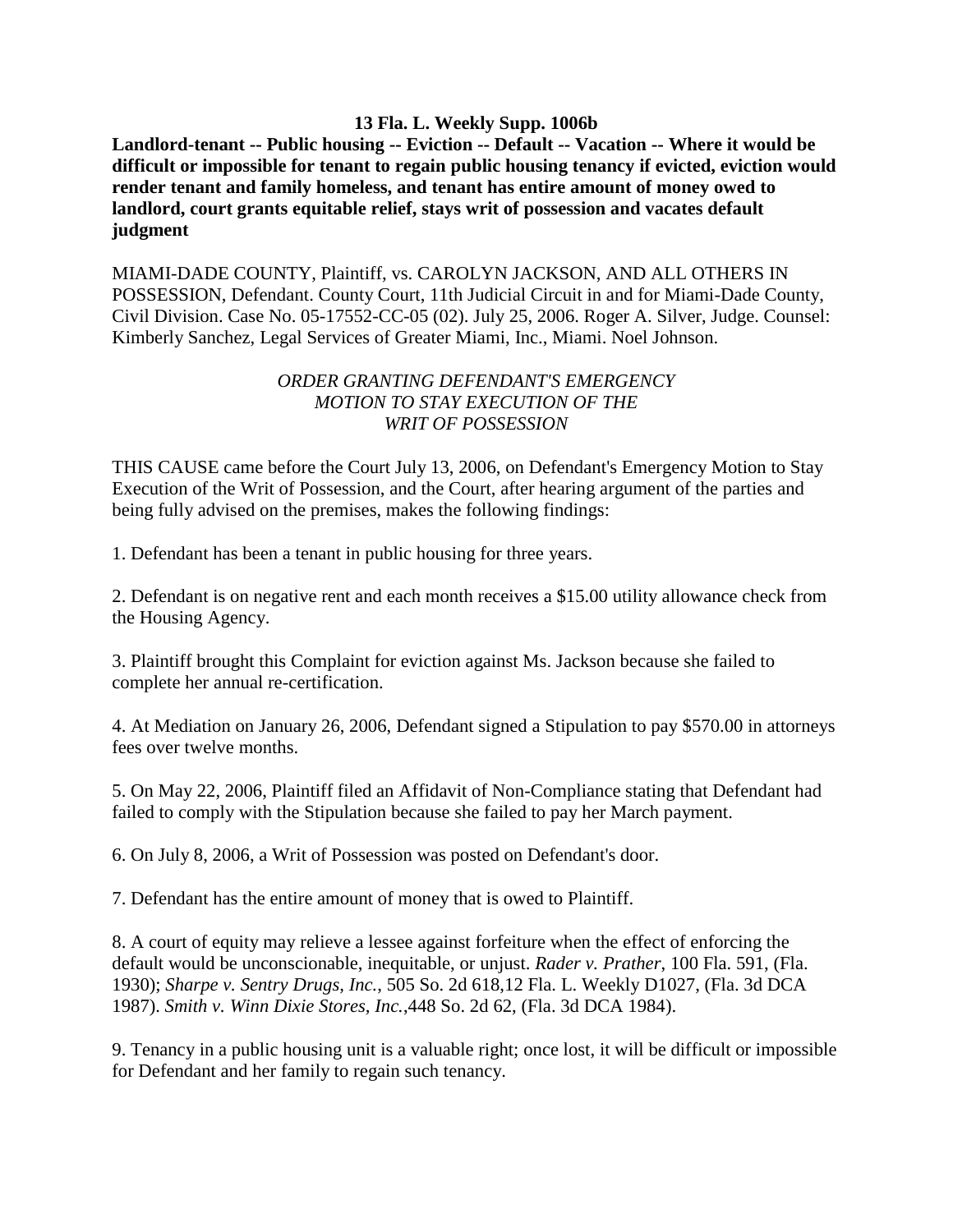**13 Fla. L. Weekly Supp. 1006b**

**Landlord-tenant -- Public housing -- Eviction -- Default -- Vacation -- Where it would be difficult or impossible for tenant to regain public housing tenancy if evicted, eviction would render tenant and family homeless, and tenant has entire amount of money owed to landlord, court grants equitable relief, stays writ of possession and vacates default judgment**

MIAMI-DADE COUNTY, Plaintiff, vs. CAROLYN JACKSON, AND ALL OTHERS IN POSSESSION, Defendant. County Court, 11th Judicial Circuit in and for Miami-Dade County, Civil Division. Case No. 05-17552-CC-05 (02). July 25, 2006. Roger A. Silver, Judge. Counsel: Kimberly Sanchez, Legal Services of Greater Miami, Inc., Miami. Noel Johnson.

*ORDER GRANTING DEFENDANT'S EMERGENCY MOTION TO STAY EXECUTION OF THE WRIT OF POSSESSION*

THIS CAUSE came before the Court July 13, 2006, on Defendant's Emergency Motion to Stay Execution of the Writ of Possession, and the Court, after hearing argument of the parties and being fully advised on the premises, makes the following findings:

1. Defendant has been a tenant in public housing for three years.

2. Defendant is on negative rent and each month receives a $15.00 utility allowance check from the Housing Agency.

3. Plaintiff brought this Complaint for eviction against Ms. Jackson because she failed to complete her annual re-certification.

4. At Mediation on January 26, 2006, Defendant signed a Stipulation to pay $570.00 in attorneys fees over twelve months.

5. On May 22, 2006, Plaintiff filed an Affidavit of Non-Compliance stating that Defendant had failed to comply with the Stipulation because she failed to pay her March payment.

6. On July 8, 2006, a Writ of Possession was posted on Defendant's door.

7. Defendant has the entire amount of money that is owed to Plaintiff.

8. A court of equity may relieve a lessee against forfeiture when the effect of enforcing the default would be unconscionable, inequitable, or unjust. *Rader v. Prather,* 100 Fla. 591, (Fla. 1930); *Sharpe v. Sentry Drugs, Inc.*, 505 So. 2d 618,12 Fla. L. Weekly D1027, (Fla. 3d DCA 1987). *Smith v. Winn Dixie Stores, Inc.*,448 So. 2d 62, (Fla. 3d DCA 1984).

9. Tenancy in a public housing unit is a valuable right; once lost, it will be difficult or impossible for Defendant and her family to regain such tenancy.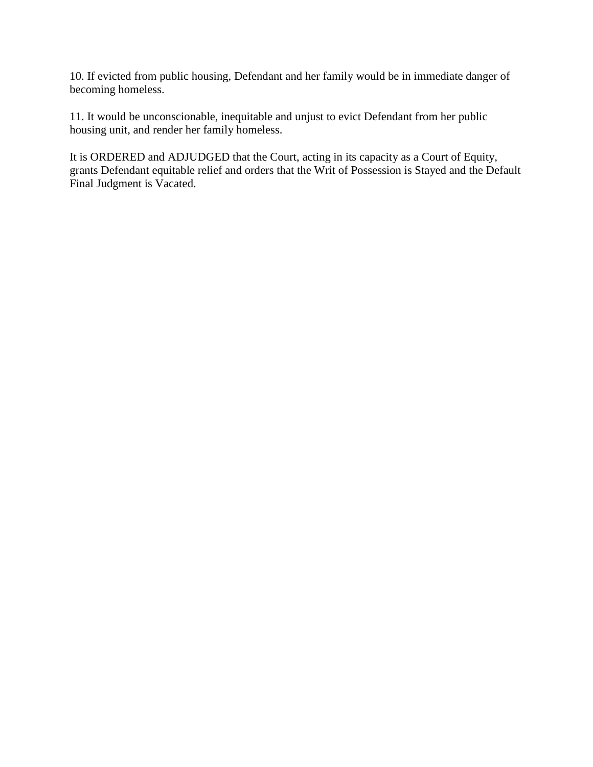10. If evicted from public housing, Defendant and her family would be in immediate danger of becoming homeless.

11. It would be unconscionable, inequitable and unjust to evict Defendant from her public housing unit, and render her family homeless.

It is ORDERED and ADJUDGED that the Court, acting in its capacity as a Court of Equity, grants Defendant equitable relief and orders that the Writ of Possession is Stayed and the Default Final Judgment is Vacated.